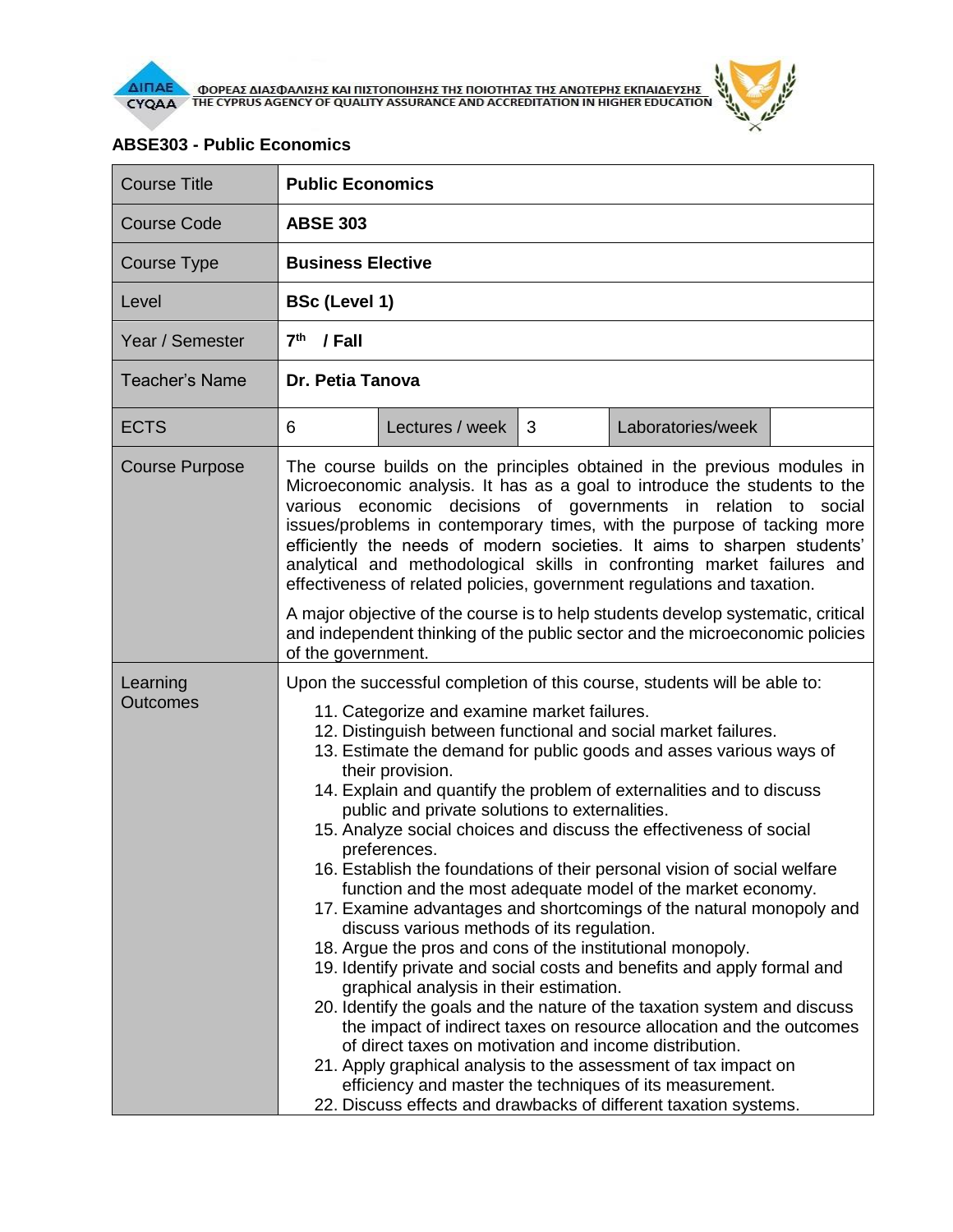ΦΟΡΕΑΣ ΔΙΑΣΦΑΛΙΣΗΣ ΚΑΙ ΠΙΣΤΟΠΟΙΗΣΗΣ ΤΗΣ ΠΟΙΟΤΗΤΑΣ ΤΗΣ ΑΝΩΤΕΡΗΣ ΕΚΠΑΙΔΕΥΣΗΣ
THE CYPRUS AGENCY OF QUALITY ASSURANCE AND ACCREDITATION IN HIGHER EDUCATION

## ABSE303 - Public Economics

| Course Title | **Public Economics** | | | | |
|---|---|---|---|---|---|
| Course Code | **ABSE 303** | | | | |
| Course Type | **Business Elective** | | | | |
| Level | **BSc (Level 1)** | | | | |
| Year / Semester | **7th / Fall** | | | | |
| Teacher's Name | **Dr. Petia Tanova** | | | | |
| ECTS | 6 | Lectures / week | 3 | Laboratories/week | |
| Course Purpose | The course builds on the principles obtained in the previous modules in Microeconomic analysis. It has as a goal to introduce the students to the various economic decisions of governments in relation to social issues/problems in contemporary times, with the purpose of tacking more efficiently the needs of modern societies. It aims to sharpen students' analytical and methodological skills in confronting market failures and effectiveness of related policies, government regulations and taxation.<br><br>A major objective of the course is to help students develop systematic, critical and independent thinking of the public sector and the microeconomic policies of the government. | | | | |
| Learning Outcomes | Upon the successful completion of this course, students will be able to:<br>11. Categorize and examine market failures.<br>12. Distinguish between functional and social market failures.<br>13. Estimate the demand for public goods and asses various ways of their provision.<br>14. Explain and quantify the problem of externalities and to discuss public and private solutions to externalities.<br>15. Analyze social choices and discuss the effectiveness of social preferences.<br>16. Establish the foundations of their personal vision of social welfare function and the most adequate model of the market economy.<br>17. Examine advantages and shortcomings of the natural monopoly and discuss various methods of its regulation.<br>18. Argue the pros and cons of the institutional monopoly.<br>19. Identify private and social costs and benefits and apply formal and graphical analysis in their estimation.<br>20. Identify the goals and the nature of the taxation system and discuss the impact of indirect taxes on resource allocation and the outcomes of direct taxes on motivation and income distribution.<br>21. Apply graphical analysis to the assessment of tax impact on efficiency and master the techniques of its measurement.<br>22. Discuss effects and drawbacks of different taxation systems. | | | | |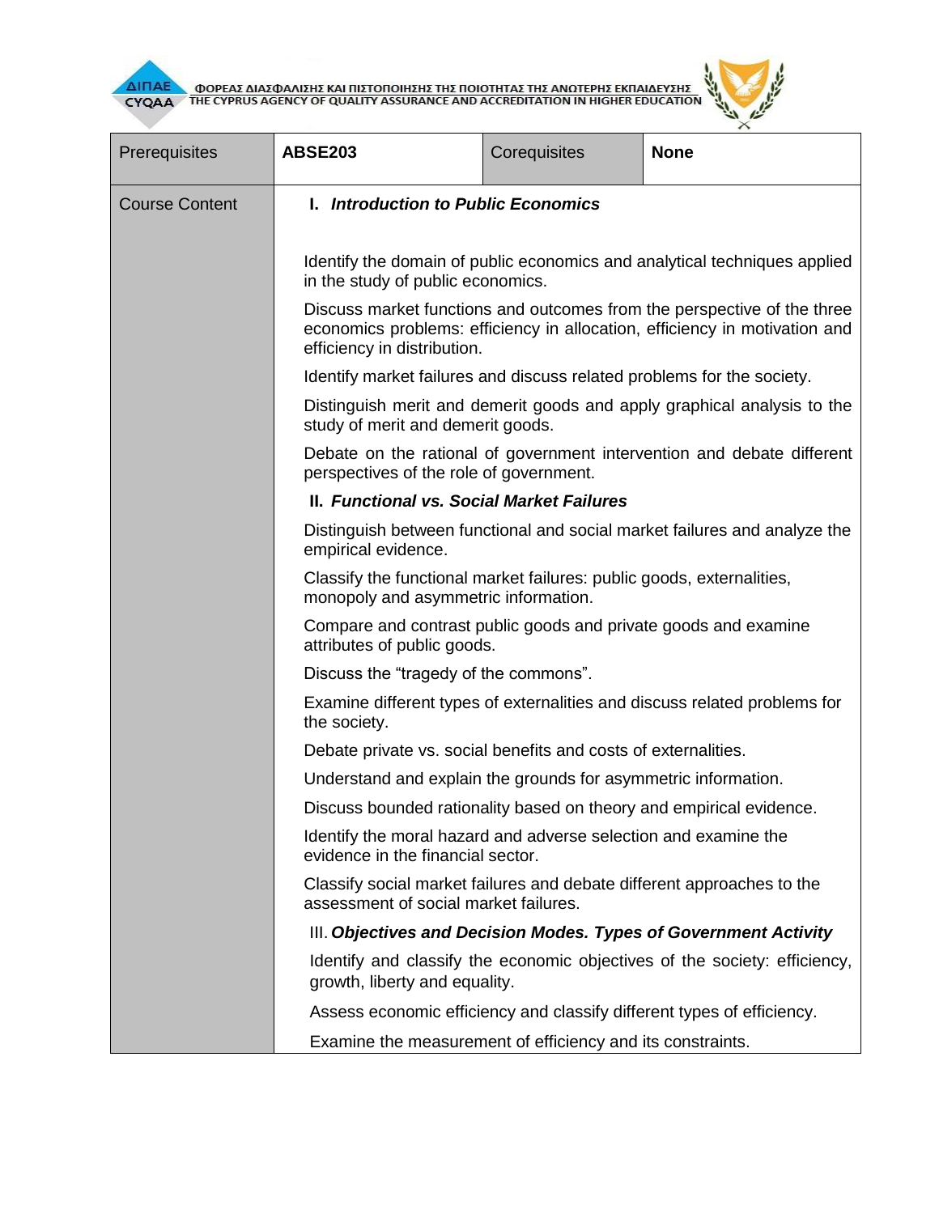| Prerequisites | ABSE203 | Corequisites | None |
|---|---|---|---|
| Course Content | **I. *Introduction to Public Economics***<br><br>Identify the domain of public economics and analytical techniques applied in the study of public economics.<br><br>Discuss market functions and outcomes from the perspective of the three economics problems: efficiency in allocation, efficiency in motivation and efficiency in distribution.<br><br>Identify market failures and discuss related problems for the society.<br><br>Distinguish merit and demerit goods and apply graphical analysis to the study of merit and demerit goods.<br><br>Debate on the rational of government intervention and debate different perspectives of the role of government.<br><br>**II. *Functional vs. Social Market Failures***<br><br>Distinguish between functional and social market failures and analyze the empirical evidence.<br><br>Classify the functional market failures: public goods, externalities, monopoly and asymmetric information.<br><br>Compare and contrast public goods and private goods and examine attributes of public goods.<br><br>Discuss the "tragedy of the commons".<br><br>Examine different types of externalities and discuss related problems for the society.<br><br>Debate private vs. social benefits and costs of externalities.<br><br>Understand and explain the grounds for asymmetric information.<br><br>Discuss bounded rationality based on theory and empirical evidence.<br><br>Identify the moral hazard and adverse selection and examine the evidence in the financial sector.<br><br>Classify social market failures and debate different approaches to the assessment of social market failures.<br><br>III. ***Objectives and Decision Modes. Types of Government Activity***<br><br>Identify and classify the economic objectives of the society: efficiency, growth, liberty and equality.<br><br>Assess economic efficiency and classify different types of efficiency.<br><br>Examine the measurement of efficiency and its constraints. | | | |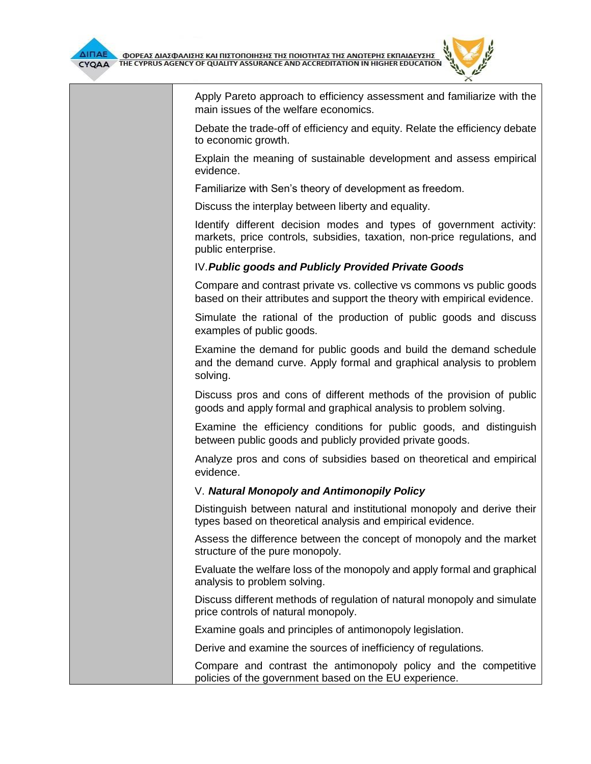| | |
|---|---|
| | Apply Pareto approach to efficiency assessment and familiarize with the main issues of the welfare economics.<br><br>Debate the trade-off of efficiency and equity. Relate the efficiency debate to economic growth.<br><br>Explain the meaning of sustainable development and assess empirical evidence.<br><br>Familiarize with Sen's theory of development as freedom.<br><br>Discuss the interplay between liberty and equality.<br><br>Identify different decision modes and types of government activity: markets, price controls, subsidies, taxation, non-price regulations, and public enterprise.<br><br>IV. ***Public goods and Publicly Provided Private Goods***<br><br>Compare and contrast private vs. collective vs commons vs public goods based on their attributes and support the theory with empirical evidence.<br><br>Simulate the rational of the production of public goods and discuss examples of public goods.<br><br>Examine the demand for public goods and build the demand schedule and the demand curve. Apply formal and graphical analysis to problem solving.<br><br>Discuss pros and cons of different methods of the provision of public goods and apply formal and graphical analysis to problem solving.<br><br>Examine the efficiency conditions for public goods, and distinguish between public goods and publicly provided private goods.<br><br>Analyze pros and cons of subsidies based on theoretical and empirical evidence.<br><br>V. ***Natural Monopoly and Antimonopily Policy***<br><br>Distinguish between natural and institutional monopoly and derive their types based on theoretical analysis and empirical evidence.<br><br>Assess the difference between the concept of monopoly and the market structure of the pure monopoly.<br><br>Evaluate the welfare loss of the monopoly and apply formal and graphical analysis to problem solving.<br><br>Discuss different methods of regulation of natural monopoly and simulate price controls of natural monopoly.<br><br>Examine goals and principles of antimonopoly legislation.<br><br>Derive and examine the sources of inefficiency of regulations.<br><br>Compare and contrast the antimonopoly policy and the competitive policies of the government based on the EU experience. |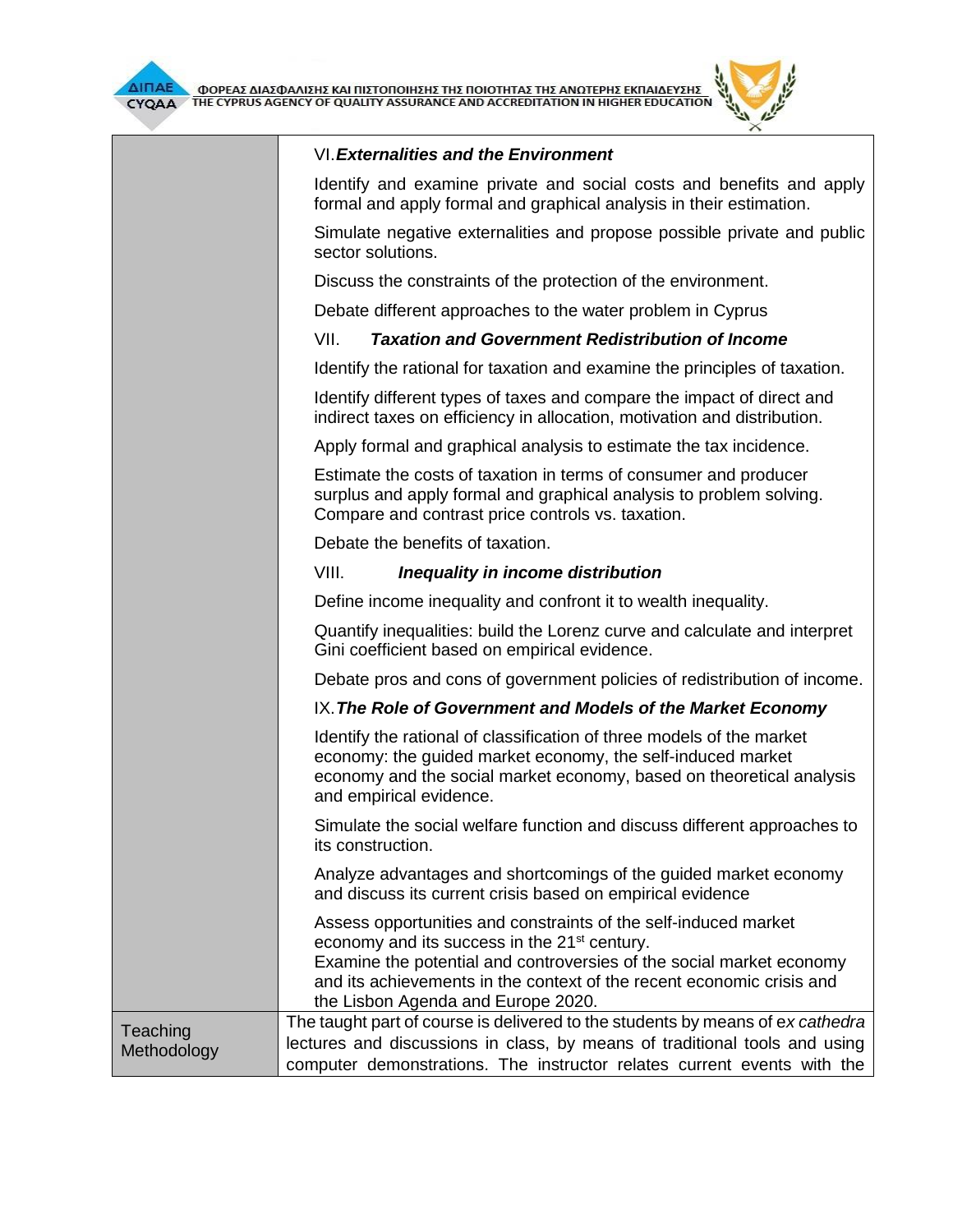| | |
|---|---|
| | VI. ***Externalities and the Environment***<br><br>Identify and examine private and social costs and benefits and apply formal and apply formal and graphical analysis in their estimation.<br><br>Simulate negative externalities and propose possible private and public sector solutions.<br><br>Discuss the constraints of the protection of the environment.<br><br>Debate different approaches to the water problem in Cyprus<br><br>VII. ***Taxation and Government Redistribution of Income***<br><br>Identify the rational for taxation and examine the principles of taxation.<br><br>Identify different types of taxes and compare the impact of direct and indirect taxes on efficiency in allocation, motivation and distribution.<br><br>Apply formal and graphical analysis to estimate the tax incidence.<br><br>Estimate the costs of taxation in terms of consumer and producer surplus and apply formal and graphical analysis to problem solving. Compare and contrast price controls vs. taxation.<br><br>Debate the benefits of taxation.<br><br>VIII. ***Inequality in income distribution***<br><br>Define income inequality and confront it to wealth inequality.<br><br>Quantify inequalities: build the Lorenz curve and calculate and interpret Gini coefficient based on empirical evidence.<br><br>Debate pros and cons of government policies of redistribution of income.<br><br>IX. ***The Role of Government and Models of the Market Economy***<br><br>Identify the rational of classification of three models of the market economy: the guided market economy, the self-induced market economy and the social market economy, based on theoretical analysis and empirical evidence.<br><br>Simulate the social welfare function and discuss different approaches to its construction.<br><br>Analyze advantages and shortcomings of the guided market economy and discuss its current crisis based on empirical evidence<br><br>Assess opportunities and constraints of the self-induced market economy and its success in the 21st century.<br>Examine the potential and controversies of the social market economy and its achievements in the context of the recent economic crisis and the Lisbon Agenda and Europe 2020. |
| Teaching Methodology | The taught part of course is delivered to the students by means of *ex cathedra* lectures and discussions in class, by means of traditional tools and using computer demonstrations. The instructor relates current events with the |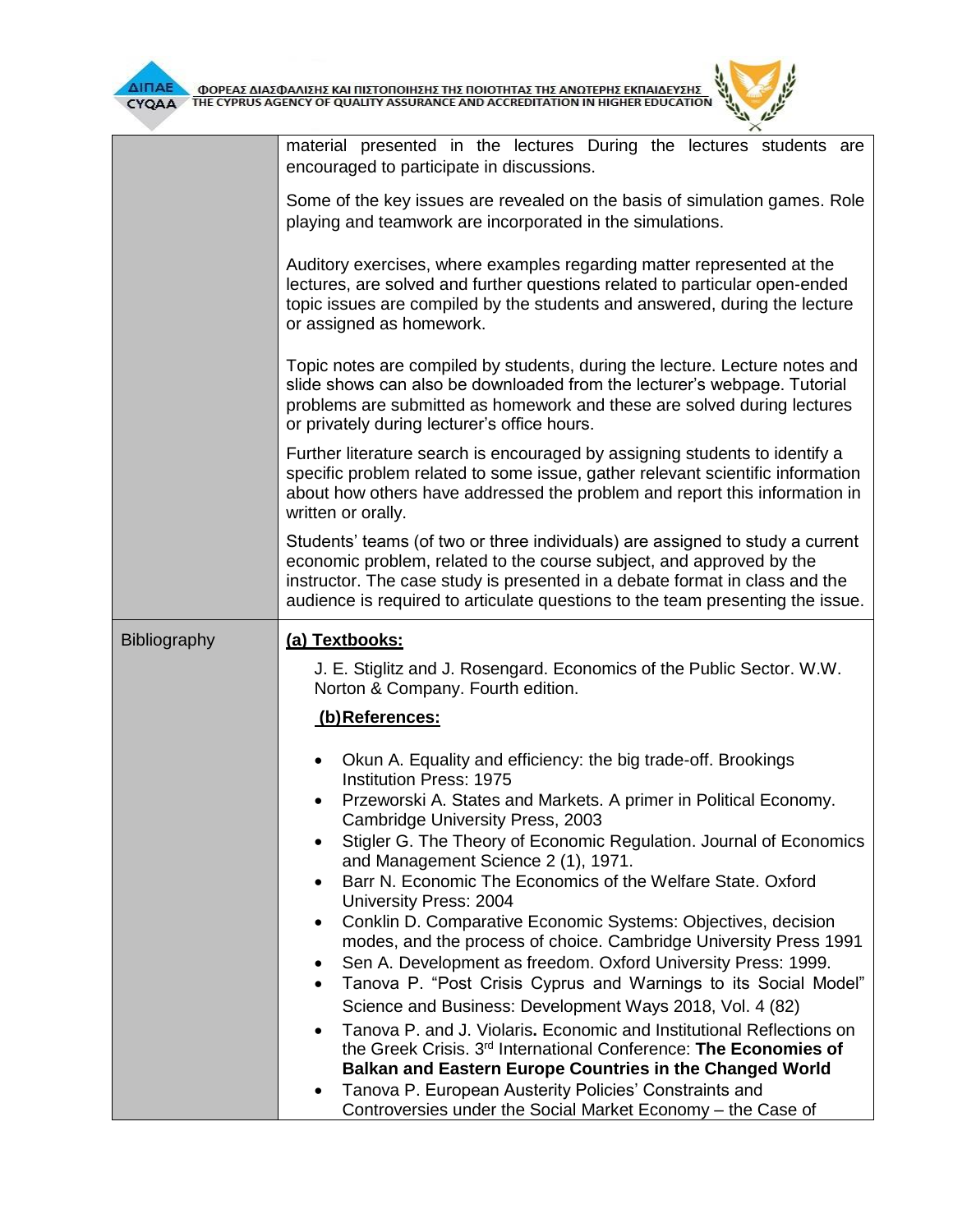| | |
|---|---|
| | material presented in the lectures During the lectures students are encouraged to participate in discussions.<br><br>Some of the key issues are revealed on the basis of simulation games. Role playing and teamwork are incorporated in the simulations.<br><br>Auditory exercises, where examples regarding matter represented at the lectures, are solved and further questions related to particular open-ended topic issues are compiled by the students and answered, during the lecture or assigned as homework.<br><br>Topic notes are compiled by students, during the lecture. Lecture notes and slide shows can also be downloaded from the lecturer's webpage. Tutorial problems are submitted as homework and these are solved during lectures or privately during lecturer's office hours.<br><br>Further literature search is encouraged by assigning students to identify a specific problem related to some issue, gather relevant scientific information about how others have addressed the problem and report this information in written or orally.<br><br>Students' teams (of two or three individuals) are assigned to study a current economic problem, related to the course subject, and approved by the instructor. The case study is presented in a debate format in class and the audience is required to articulate questions to the team presenting the issue. |
| Bibliography | **(a) Textbooks:**<br><br>J. E. Stiglitz and J. Rosengard. Economics of the Public Sector. W.W. Norton & Company. Fourth edition.<br><br>**(b) References:**<br><br>• Okun A. Equality and efficiency: the big trade-off. Brookings Institution Press: 1975<br>• Przeworski A. States and Markets. A primer in Political Economy. Cambridge University Press, 2003<br>• Stigler G. The Theory of Economic Regulation. Journal of Economics and Management Science 2 (1), 1971.<br>• Barr N. Economic The Economics of the Welfare State. Oxford University Press: 2004<br>• Conklin D. Comparative Economic Systems: Objectives, decision modes, and the process of choice. Cambridge University Press 1991<br>• Sen A. Development as freedom. Oxford University Press: 1999.<br>• Tanova P. "Post Crisis Cyprus and Warnings to its Social Model" Science and Business: Development Ways 2018, Vol. 4 (82)<br>• Tanova P. and J. Violaris**.** Economic and Institutional Reflections on the Greek Crisis. 3rd International Conference: **The Economies of Balkan and Eastern Europe Countries in the Changed World**<br>• Tanova P. European Austerity Policies' Constraints and Controversies under the Social Market Economy – the Case of |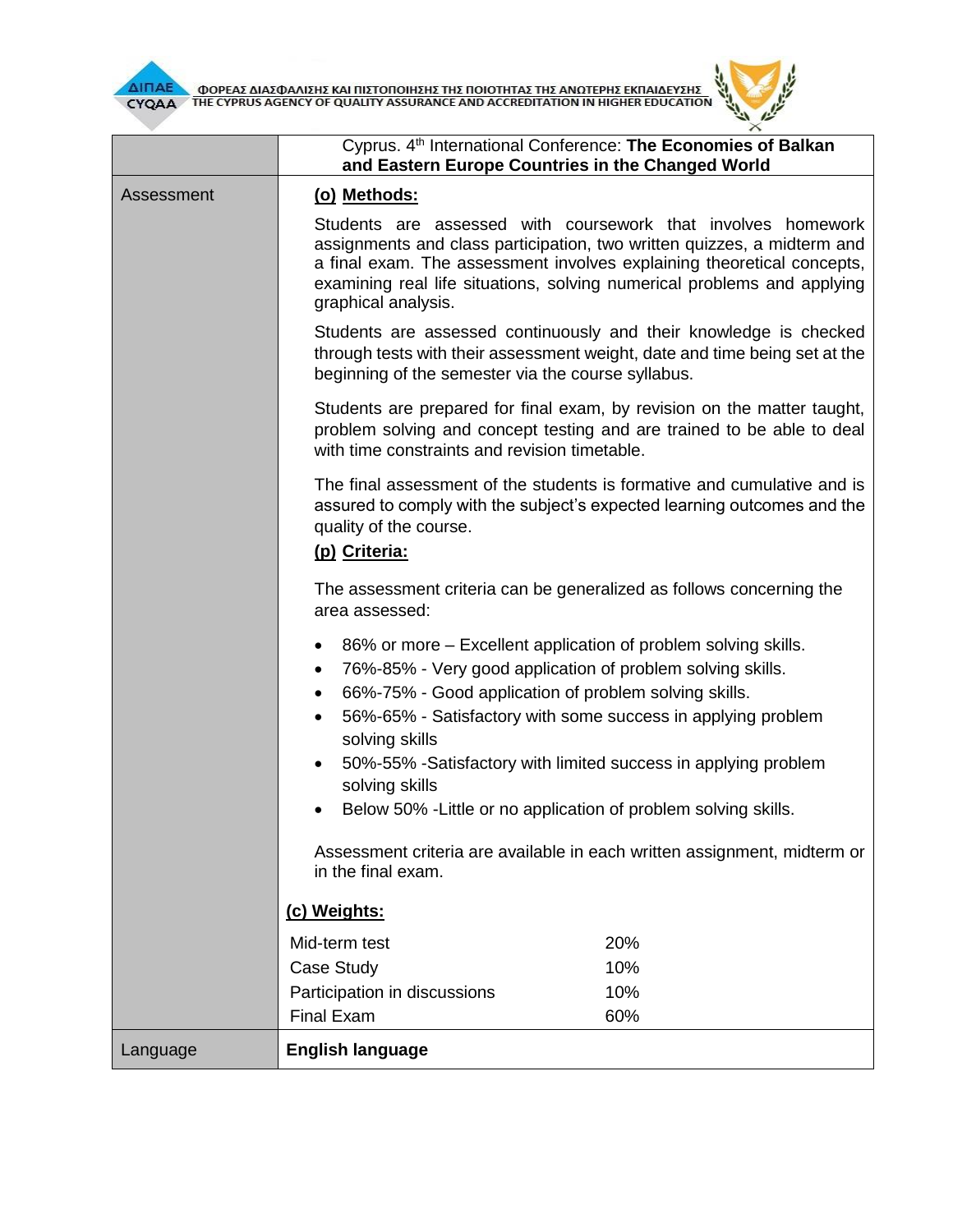| | |
|---|---|
| | Cyprus. 4th International Conference: **The Economies of Balkan and Eastern Europe Countries in the Changed World** |
| Assessment | **(o) Methods:**<br><br>Students are assessed with coursework that involves homework assignments and class participation, two written quizzes, a midterm and a final exam. The assessment involves explaining theoretical concepts, examining real life situations, solving numerical problems and applying graphical analysis.<br><br>Students are assessed continuously and their knowledge is checked through tests with their assessment weight, date and time being set at the beginning of the semester via the course syllabus.<br><br>Students are prepared for final exam, by revision on the matter taught, problem solving and concept testing and are trained to be able to deal with time constraints and revision timetable.<br><br>The final assessment of the students is formative and cumulative and is assured to comply with the subject's expected learning outcomes and the quality of the course.<br><br>**(p) Criteria:**<br><br>The assessment criteria can be generalized as follows concerning the area assessed:<br><br>• 86% or more – Excellent application of problem solving skills.<br>• 76%-85% - Very good application of problem solving skills.<br>• 66%-75% - Good application of problem solving skills.<br>• 56%-65% - Satisfactory with some success in applying problem solving skills<br>• 50%-55% -Satisfactory with limited success in applying problem solving skills<br>• Below 50% -Little or no application of problem solving skills.<br><br>Assessment criteria are available in each written assignment, midterm or in the final exam.<br><br>**(c) Weights:**<br><br>Mid-term test 20%<br>Case Study 10%<br>Participation in discussions 10%<br>Final Exam 60% |
| Language | **English language** |